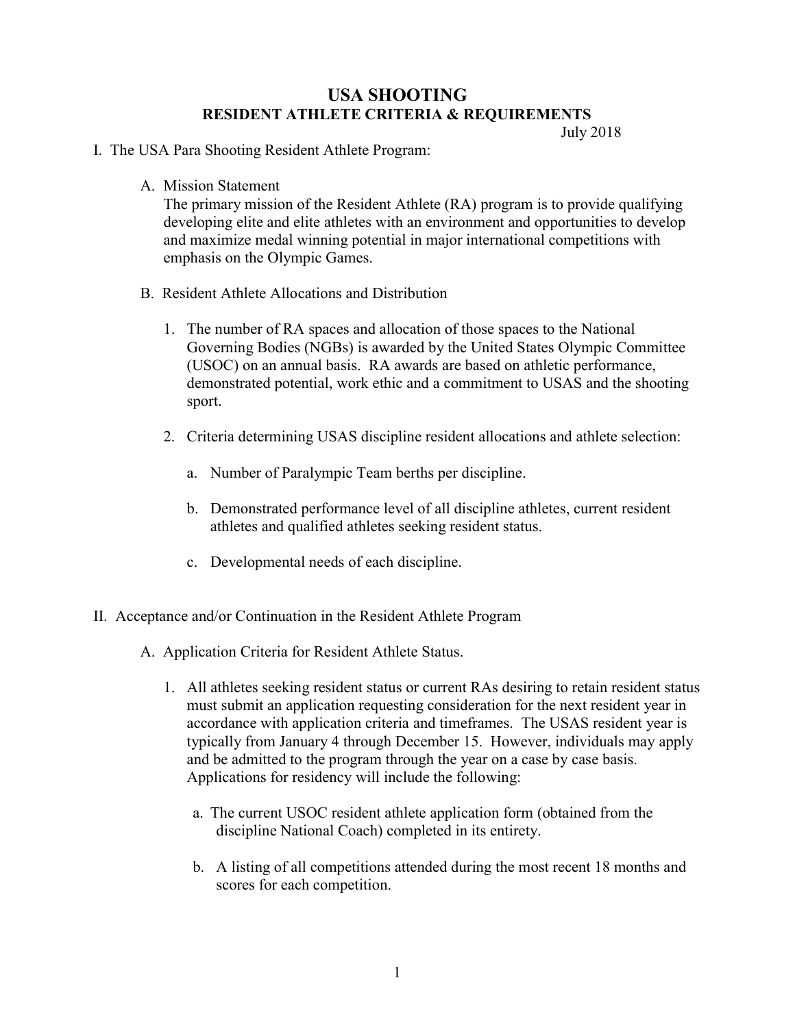# USA SHOOTING

## RESIDENT ATHLETE CRITERIA & REQUIREMENTS

July 2018

I. The USA Para Shooting Resident Athlete Program:

A. Mission Statement

The primary mission of the Resident Athlete (RA) program is to provide qualifying developing elite and elite athletes with an environment and opportunities to develop and maximize medal winning potential in major international competitions with emphasis on the Olympic Games.

B. Resident Athlete Allocations and Distribution

1. The number of RA spaces and allocation of those spaces to the National Governing Bodies (NGBs) is awarded by the United States Olympic Committee (USOC) on an annual basis. RA awards are based on athletic performance, demonstrated potential, work ethic and a commitment to USAS and the shooting sport.

2. Criteria determining USAS discipline resident allocations and athlete selection:

   a. Number of Paralympic Team berths per discipline.

   b. Demonstrated performance level of all discipline athletes, current resident athletes and qualified athletes seeking resident status.

   c. Developmental needs of each discipline.

II. Acceptance and/or Continuation in the Resident Athlete Program

A. Application Criteria for Resident Athlete Status.

1. All athletes seeking resident status or current RAs desiring to retain resident status must submit an application requesting consideration for the next resident year in accordance with application criteria and timeframes. The USAS resident year is typically from January 4 through December 15. However, individuals may apply and be admitted to the program through the year on a case by case basis. Applications for residency will include the following:

   a. The current USOC resident athlete application form (obtained from the discipline National Coach) completed in its entirety.

   b. A listing of all competitions attended during the most recent 18 months and scores for each competition.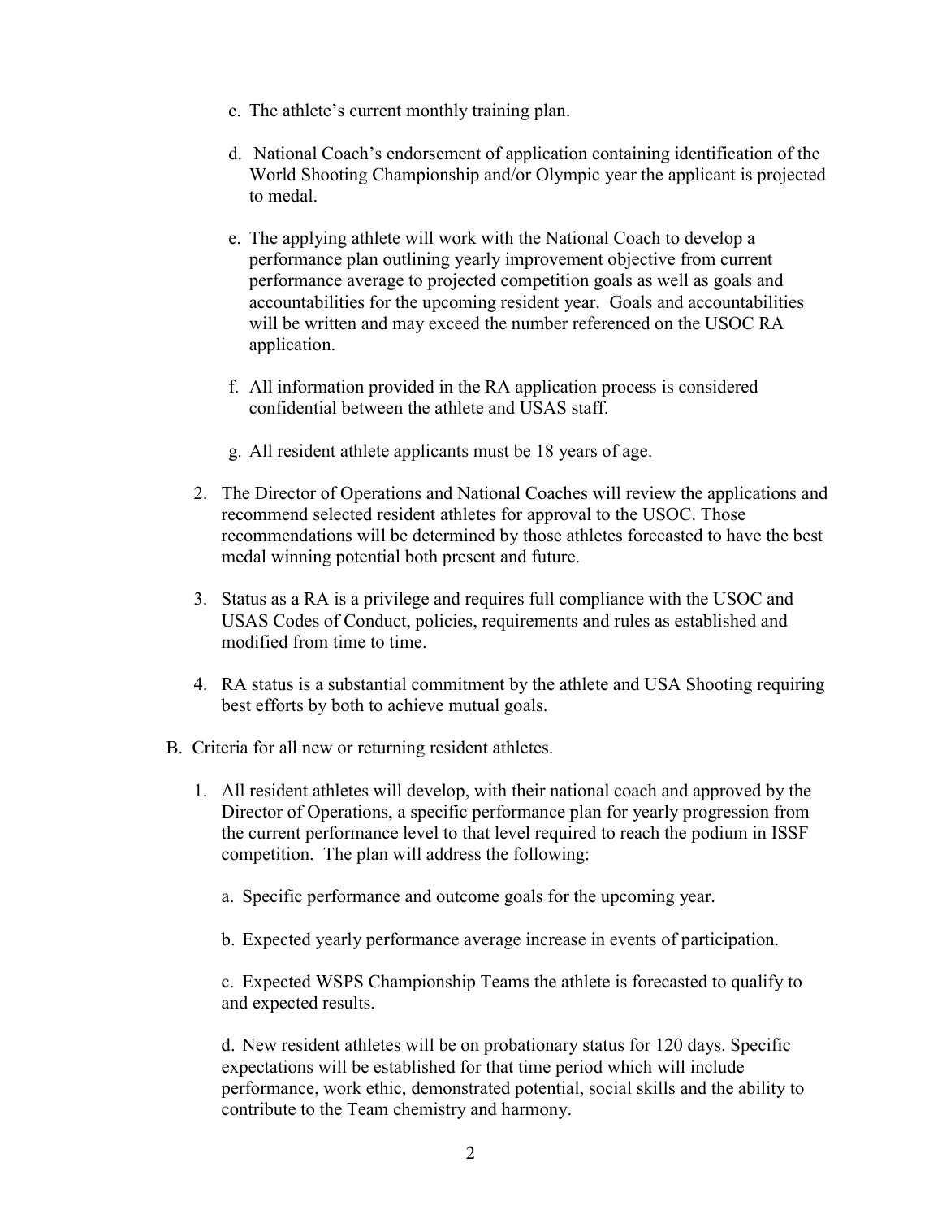c. The athlete's current monthly training plan.

d. National Coach's endorsement of application containing identification of the World Shooting Championship and/or Olympic year the applicant is projected to medal.

e. The applying athlete will work with the National Coach to develop a performance plan outlining yearly improvement objective from current performance average to projected competition goals as well as goals and accountabilities for the upcoming resident year. Goals and accountabilities will be written and may exceed the number referenced on the USOC RA application.

f. All information provided in the RA application process is considered confidential between the athlete and USAS staff.

g. All resident athlete applicants must be 18 years of age.

2. The Director of Operations and National Coaches will review the applications and recommend selected resident athletes for approval to the USOC. Those recommendations will be determined by those athletes forecasted to have the best medal winning potential both present and future.

3. Status as a RA is a privilege and requires full compliance with the USOC and USAS Codes of Conduct, policies, requirements and rules as established and modified from time to time.

4. RA status is a substantial commitment by the athlete and USA Shooting requiring best efforts by both to achieve mutual goals.

B. Criteria for all new or returning resident athletes.

1. All resident athletes will develop, with their national coach and approved by the Director of Operations, a specific performance plan for yearly progression from the current performance level to that level required to reach the podium in ISSF competition. The plan will address the following:

   a. Specific performance and outcome goals for the upcoming year.

   b. Expected yearly performance average increase in events of participation.

   c. Expected WSPS Championship Teams the athlete is forecasted to qualify to and expected results.

   d. New resident athletes will be on probationary status for 120 days. Specific expectations will be established for that time period which will include performance, work ethic, demonstrated potential, social skills and the ability to contribute to the Team chemistry and harmony.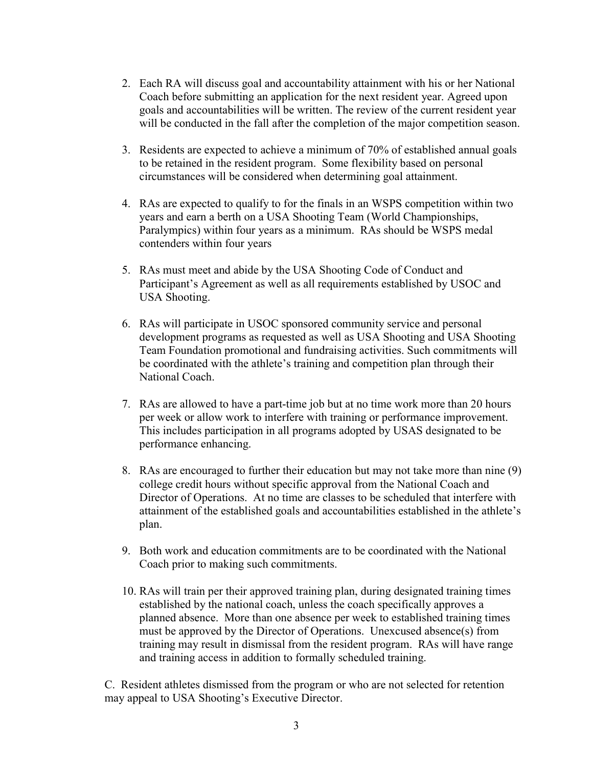2. Each RA will discuss goal and accountability attainment with his or her National Coach before submitting an application for the next resident year. Agreed upon goals and accountabilities will be written. The review of the current resident year will be conducted in the fall after the completion of the major competition season.

3. Residents are expected to achieve a minimum of 70% of established annual goals to be retained in the resident program. Some flexibility based on personal circumstances will be considered when determining goal attainment.

4. RAs are expected to qualify to for the finals in an WSPS competition within two years and earn a berth on a USA Shooting Team (World Championships, Paralympics) within four years as a minimum. RAs should be WSPS medal contenders within four years

5. RAs must meet and abide by the USA Shooting Code of Conduct and Participant's Agreement as well as all requirements established by USOC and USA Shooting.

6. RAs will participate in USOC sponsored community service and personal development programs as requested as well as USA Shooting and USA Shooting Team Foundation promotional and fundraising activities. Such commitments will be coordinated with the athlete's training and competition plan through their National Coach.

7. RAs are allowed to have a part-time job but at no time work more than 20 hours per week or allow work to interfere with training or performance improvement. This includes participation in all programs adopted by USAS designated to be performance enhancing.

8. RAs are encouraged to further their education but may not take more than nine (9) college credit hours without specific approval from the National Coach and Director of Operations. At no time are classes to be scheduled that interfere with attainment of the established goals and accountabilities established in the athlete's plan.

9. Both work and education commitments are to be coordinated with the National Coach prior to making such commitments.

10. RAs will train per their approved training plan, during designated training times established by the national coach, unless the coach specifically approves a planned absence. More than one absence per week to established training times must be approved by the Director of Operations. Unexcused absence(s) from training may result in dismissal from the resident program. RAs will have range and training access in addition to formally scheduled training.

C. Resident athletes dismissed from the program or who are not selected for retention may appeal to USA Shooting's Executive Director.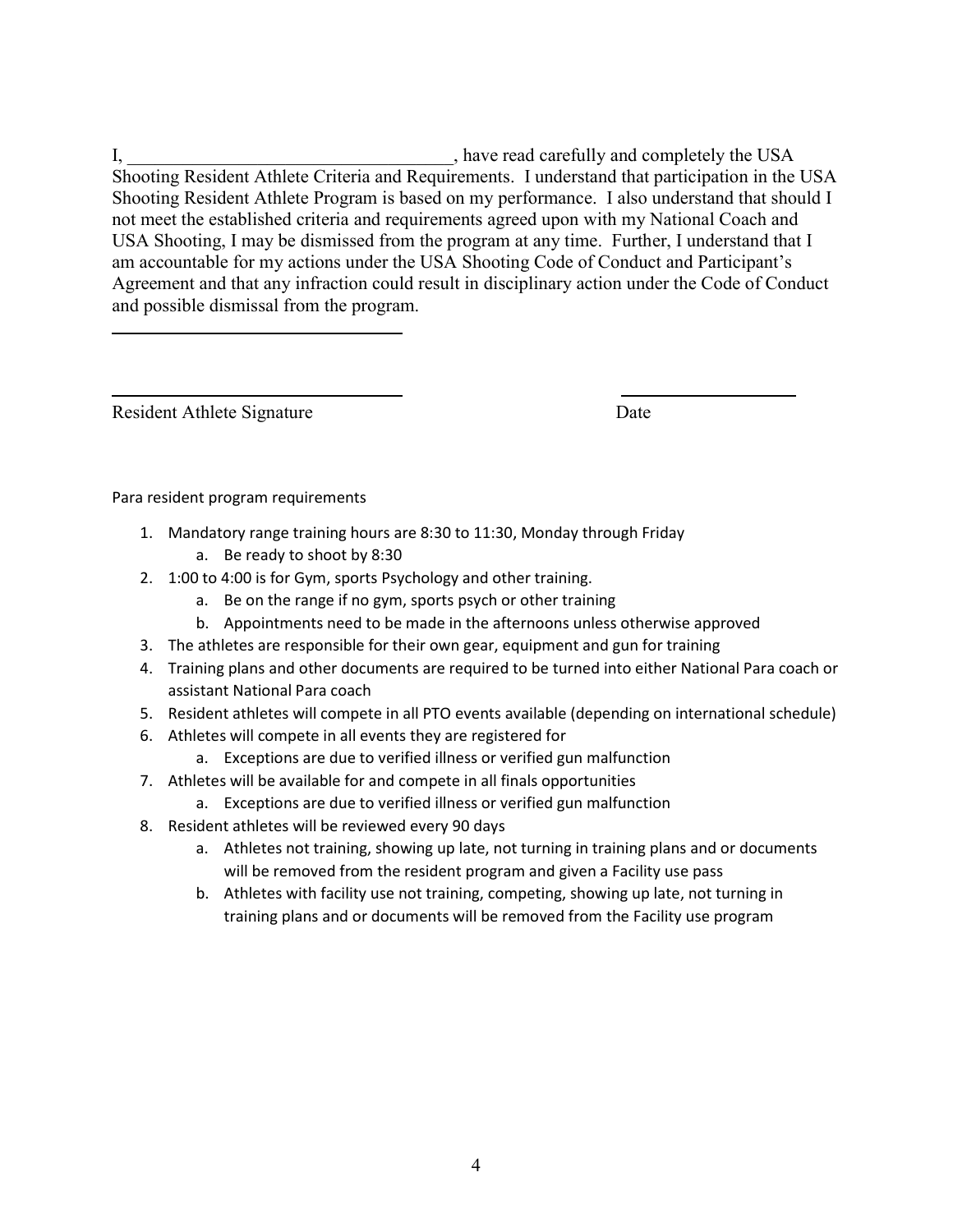I, ___________________________________, have read carefully and completely the USA Shooting Resident Athlete Criteria and Requirements. I understand that participation in the USA Shooting Resident Athlete Program is based on my performance. I also understand that should I not meet the established criteria and requirements agreed upon with my National Coach and USA Shooting, I may be dismissed from the program at any time. Further, I understand that I am accountable for my actions under the USA Shooting Code of Conduct and Participant's Agreement and that any infraction could result in disciplinary action under the Code of Conduct and possible dismissal from the program.

___________________________________

___________________________________ ____________________

Resident Athlete Signature Date

Para resident program requirements

1. Mandatory range training hours are 8:30 to 11:30, Monday through Friday
   a. Be ready to shoot by 8:30
2. 1:00 to 4:00 is for Gym, sports Psychology and other training.
   a. Be on the range if no gym, sports psych or other training
   b. Appointments need to be made in the afternoons unless otherwise approved
3. The athletes are responsible for their own gear, equipment and gun for training
4. Training plans and other documents are required to be turned into either National Para coach or assistant National Para coach
5. Resident athletes will compete in all PTO events available (depending on international schedule)
6. Athletes will compete in all events they are registered for
   a. Exceptions are due to verified illness or verified gun malfunction
7. Athletes will be available for and compete in all finals opportunities
   a. Exceptions are due to verified illness or verified gun malfunction
8. Resident athletes will be reviewed every 90 days
   a. Athletes not training, showing up late, not turning in training plans and or documents will be removed from the resident program and given a Facility use pass
   b. Athletes with facility use not training, competing, showing up late, not turning in training plans and or documents will be removed from the Facility use program